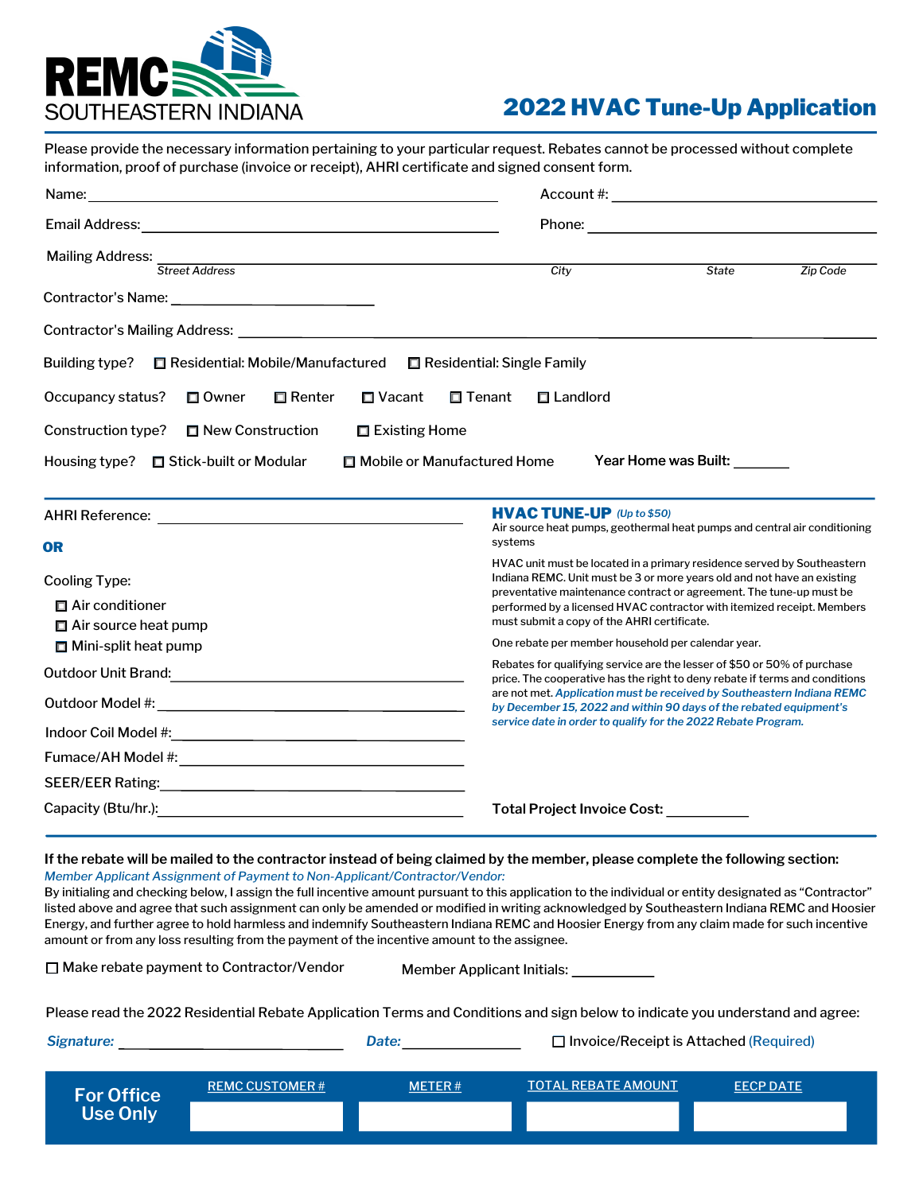REMC SOUTHEASTERN INDIANA

# 2022 HVAC Tune-Up Application

Please provide the necessary information pertaining to your particular request. Rebates cannot be processed without complete information, proof of purchase (invoice or receipt), AHRI certificate and signed consent form.

Name: ______________________ Account #: ______________________

Email Address: ______________________ Phone: ______________________

Mailing Address: ______________________
*Street Address* *City* *State* *Zip Code*

Contractor's Name: ______________________

Contractor's Mailing Address: ______________________

Building type? ☐ Residential: Mobile/Manufactured ☐ Residential: Single Family

Occupancy status? ☐ Owner ☐ Renter ☐ Vacant ☐ Tenant ☐ Landlord

Construction type? ☐ New Construction ☐ Existing Home

Housing type? ☐ Stick-built or Modular ☐ Mobile or Manufactured Home **Year Home was Built:** _______

AHRI Reference: ______________________

**OR**

Cooling Type:

- ☐ Air conditioner
- ☐ Air source heat pump
- ☐ Mini-split heat pump

Outdoor Unit Brand: ______________________

Outdoor Model #: ______________________

Indoor Coil Model #: ______________________

Fumace/AH Model #: ______________________

SEER/EER Rating: ______________________

Capacity (Btu/hr.): ______________________

## HVAC TUNE-UP *(Up to $50)*

Air source heat pumps, geothermal heat pumps and central air conditioning systems

HVAC unit must be located in a primary residence served by Southeastern Indiana REMC. Unit must be 3 or more years old and not have an existing preventative maintenance contract or agreement. The tune-up must be performed by a licensed HVAC contractor with itemized receipt. Members must submit a copy of the AHRI certificate.

One rebate per member household per calendar year.

Rebates for qualifying service are the lesser of $50 or 50% of purchase price. The cooperative has the right to deny rebate if terms and conditions are not met. *Application must be received by Southeastern Indiana REMC by December 15, 2022 and within 90 days of the rebated equipment's service date in order to qualify for the 2022 Rebate Program.*

**Total Project Invoice Cost:** __________

**If the rebate will be mailed to the contractor instead of being claimed by the member, please complete the following section:**

*Member Applicant Assignment of Payment to Non-Applicant/Contractor/Vendor:*

By initialing and checking below, I assign the full incentive amount pursuant to this application to the individual or entity designated as "Contractor" listed above and agree that such assignment can only be amended or modified in writing acknowledged by Southeastern Indiana REMC and Hoosier Energy, and further agree to hold harmless and indemnify Southeastern Indiana REMC and Hoosier Energy from any claim made for such incentive amount or from any loss resulting from the payment of the incentive amount to the assignee.

☐ Make rebate payment to Contractor/Vendor Member Applicant Initials: __________

Please read the 2022 Residential Rebate Application Terms and Conditions and sign below to indicate you understand and agree:

***Signature:*** ______________________ ***Date:*** ______________ ☐ Invoice/Receipt is Attached (Required)

| For Office Use Only | REMC CUSTOMER # | METER # | TOTAL REBATE AMOUNT | EECP DATE |
| --- | --- | --- | --- | --- |
| | | | | |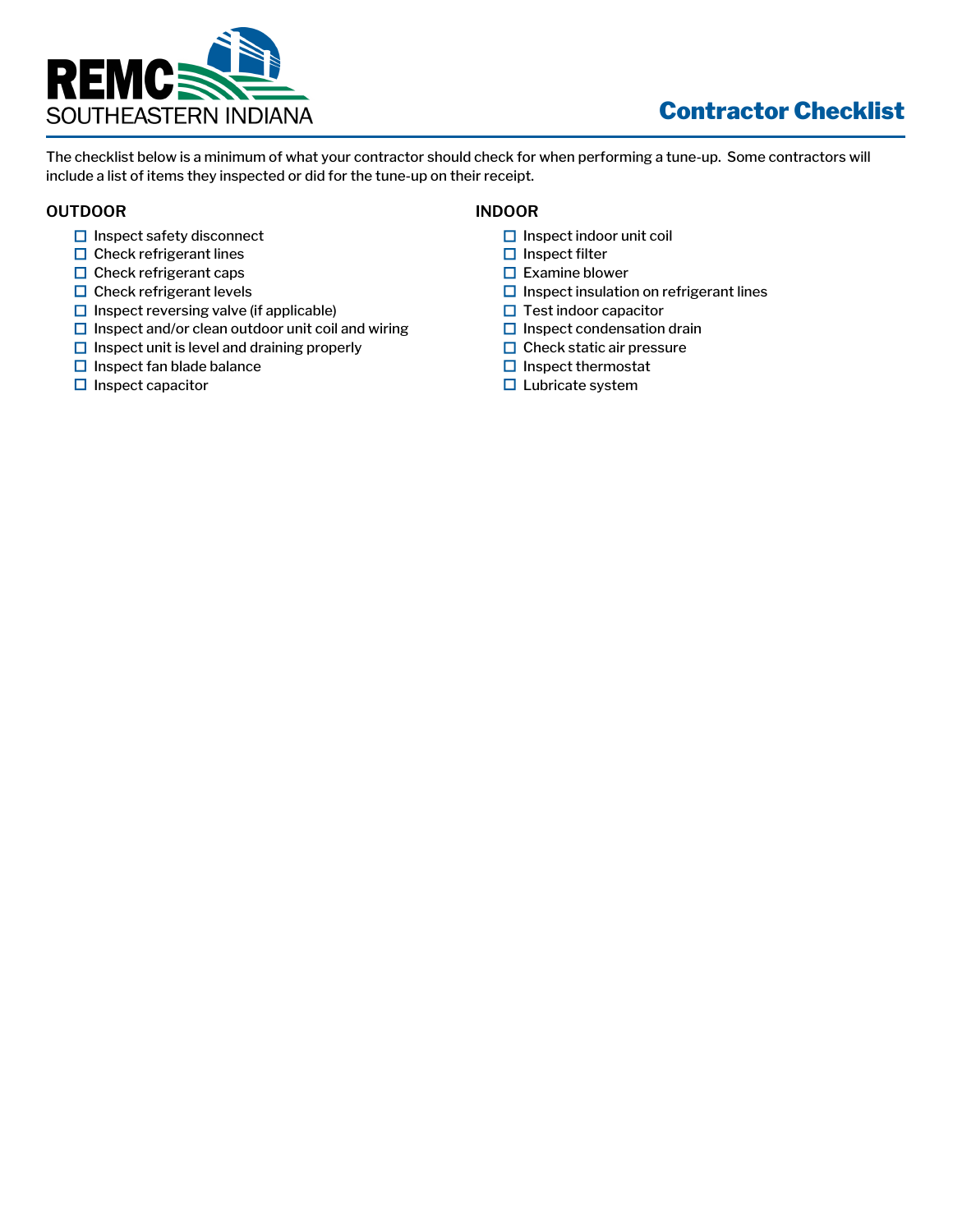REMC SOUTHEASTERN INDIANA

# Contractor Checklist

The checklist below is a minimum of what your contractor should check for when performing a tune-up. Some contractors will include a list of items they inspected or did for the tune-up on their receipt.

## OUTDOOR

- ☐ Inspect safety disconnect
- ☐ Check refrigerant lines
- ☐ Check refrigerant caps
- ☐ Check refrigerant levels
- ☐ Inspect reversing valve (if applicable)
- ☐ Inspect and/or clean outdoor unit coil and wiring
- ☐ Inspect unit is level and draining properly
- ☐ Inspect fan blade balance
- ☐ Inspect capacitor

## INDOOR

- ☐ Inspect indoor unit coil
- ☐ Inspect filter
- ☐ Examine blower
- ☐ Inspect insulation on refrigerant lines
- ☐ Test indoor capacitor
- ☐ Inspect condensation drain
- ☐ Check static air pressure
- ☐ Inspect thermostat
- ☐ Lubricate system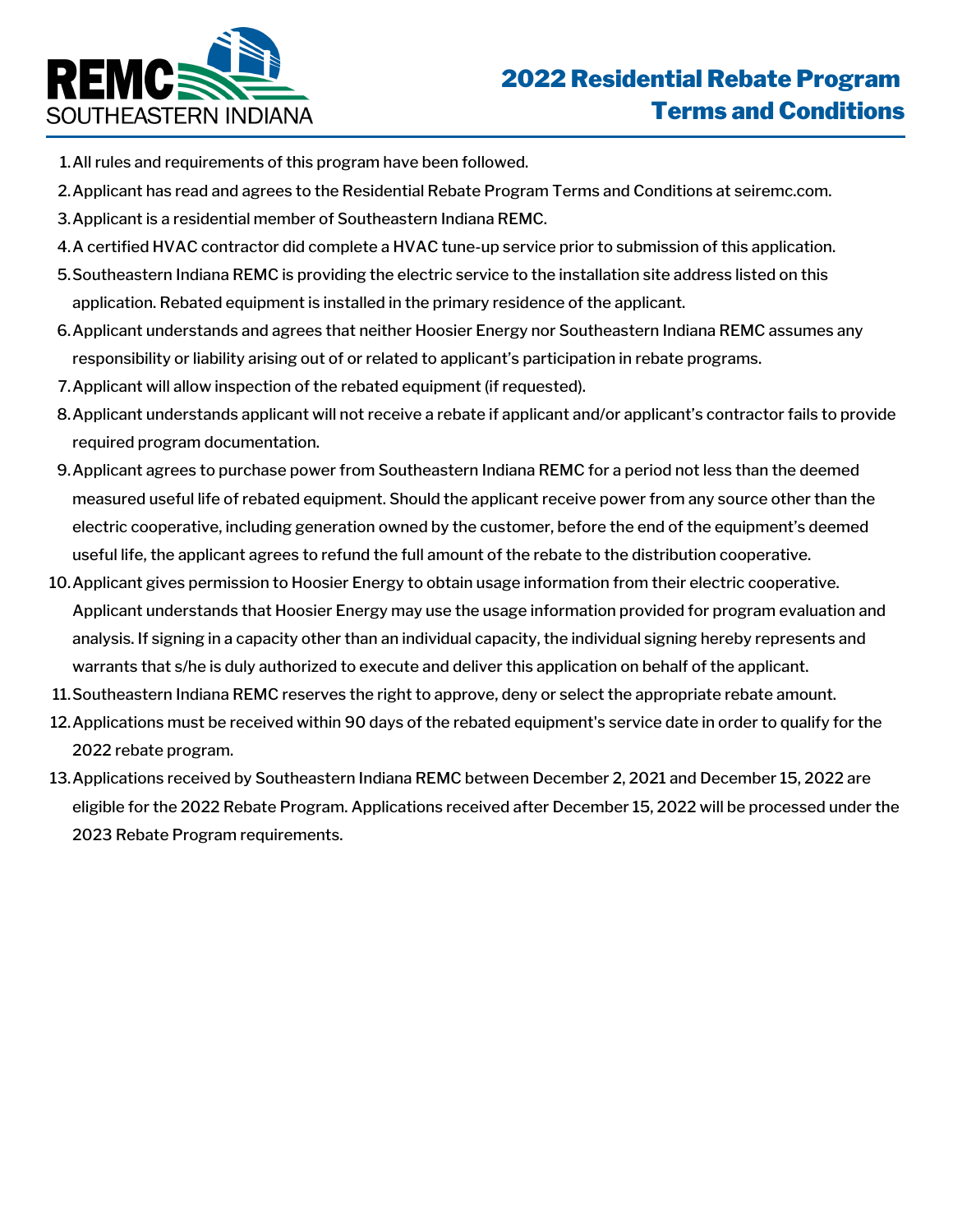REMC SOUTHEASTERN INDIANA

# 2022 Residential Rebate Program Terms and Conditions

1. All rules and requirements of this program have been followed.
2. Applicant has read and agrees to the Residential Rebate Program Terms and Conditions at seiremc.com.
3. Applicant is a residential member of Southeastern Indiana REMC.
4. A certified HVAC contractor did complete a HVAC tune-up service prior to submission of this application.
5. Southeastern Indiana REMC is providing the electric service to the installation site address listed on this application. Rebated equipment is installed in the primary residence of the applicant.
6. Applicant understands and agrees that neither Hoosier Energy nor Southeastern Indiana REMC assumes any responsibility or liability arising out of or related to applicant's participation in rebate programs.
7. Applicant will allow inspection of the rebated equipment (if requested).
8. Applicant understands applicant will not receive a rebate if applicant and/or applicant's contractor fails to provide required program documentation.
9. Applicant agrees to purchase power from Southeastern Indiana REMC for a period not less than the deemed measured useful life of rebated equipment. Should the applicant receive power from any source other than the electric cooperative, including generation owned by the customer, before the end of the equipment's deemed useful life, the applicant agrees to refund the full amount of the rebate to the distribution cooperative.
10. Applicant gives permission to Hoosier Energy to obtain usage information from their electric cooperative. Applicant understands that Hoosier Energy may use the usage information provided for program evaluation and analysis. If signing in a capacity other than an individual capacity, the individual signing hereby represents and warrants that s/he is duly authorized to execute and deliver this application on behalf of the applicant.
11. Southeastern Indiana REMC reserves the right to approve, deny or select the appropriate rebate amount.
12. Applications must be received within 90 days of the rebated equipment's service date in order to qualify for the 2022 rebate program.
13. Applications received by Southeastern Indiana REMC between December 2, 2021 and December 15, 2022 are eligible for the 2022 Rebate Program. Applications received after December 15, 2022 will be processed under the 2023 Rebate Program requirements.